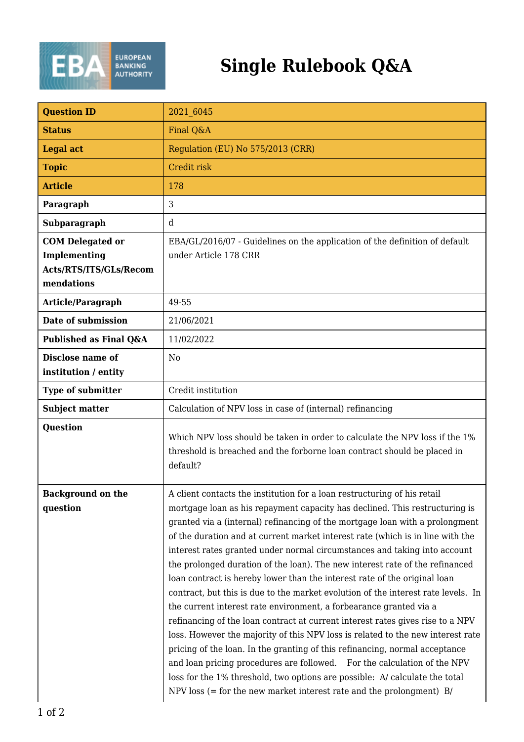# Single Rulebook Q&A

| Question ID | 2021_6045 |
|---|---|
| Status | Final Q&A |
| Legal act | Regulation (EU) No 575/2013 (CRR) |
| Topic | Credit risk |
| Article | 178 |
| Paragraph | 3 |
| Subparagraph | d |
| COM Delegated or Implementing Acts/RTS/ITS/GLs/Recommendations | EBA/GL/2016/07 - Guidelines on the application of the definition of default under Article 178 CRR |
| Article/Paragraph | 49-55 |
| Date of submission | 21/06/2021 |
| Published as Final Q&A | 11/02/2022 |
| Disclose name of institution / entity | No |
| Type of submitter | Credit institution |
| Subject matter | Calculation of NPV loss in case of (internal) refinancing |
| Question | Which NPV loss should be taken in order to calculate the NPV loss if the 1% threshold is breached and the forborne loan contract should be placed in default? |
| Background on the question | A client contacts the institution for a loan restructuring of his retail mortgage loan as his repayment capacity has declined. This restructuring is granted via a (internal) refinancing of the mortgage loan with a prolongment of the duration and at current market interest rate (which is in line with the interest rates granted under normal circumstances and taking into account the prolonged duration of the loan). The new interest rate of the refinanced loan contract is hereby lower than the interest rate of the original loan contract, but this is due to the market evolution of the interest rate levels. In the current interest rate environment, a forbearance granted via a refinancing of the loan contract at current interest rates gives rise to a NPV loss. However the majority of this NPV loss is related to the new interest rate pricing of the loan. In the granting of this refinancing, normal acceptance and loan pricing procedures are followed. For the calculation of the NPV loss for the 1% threshold, two options are possible: A/ calculate the total NPV loss (= for the new market interest rate and the prolongment) B/ |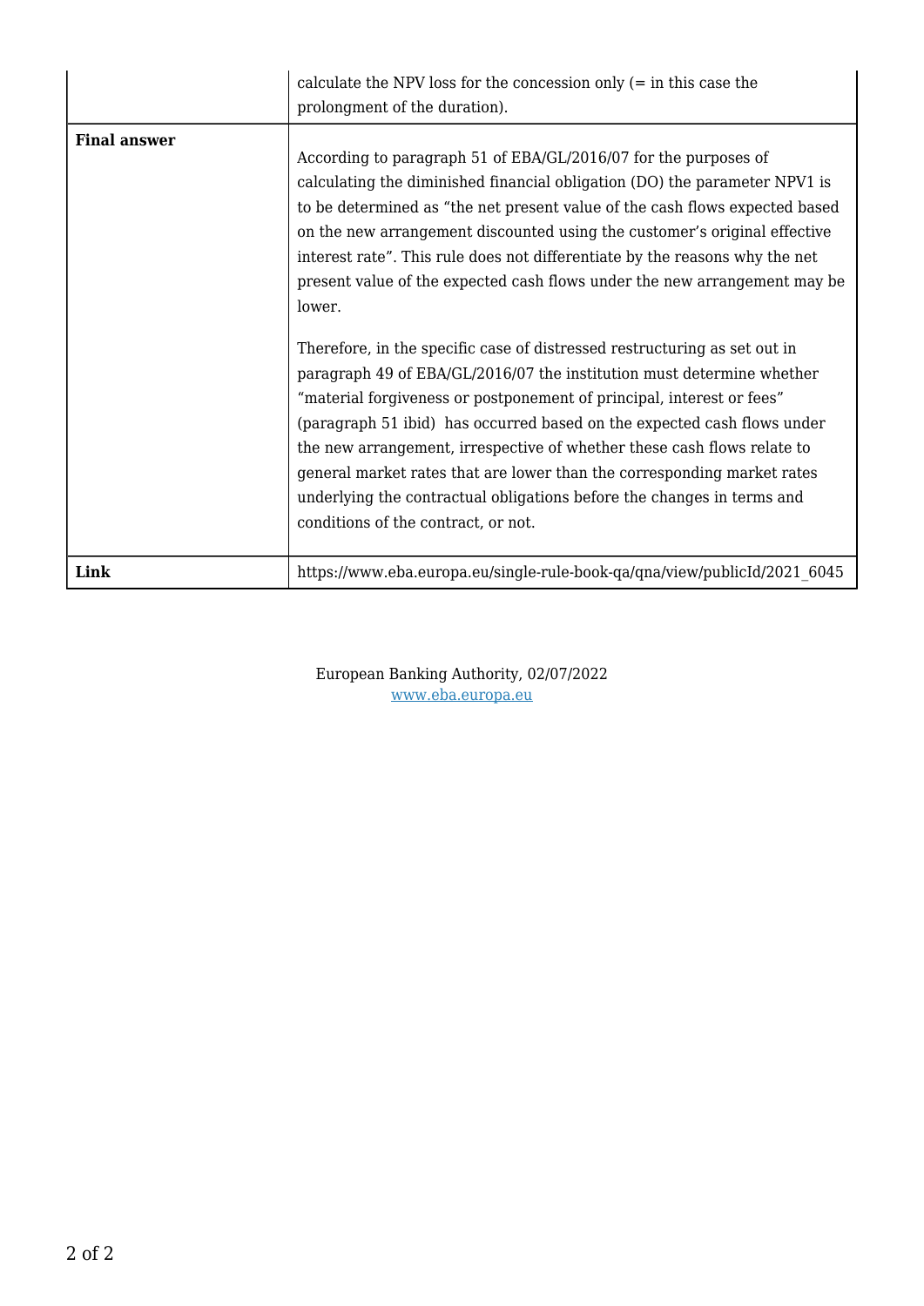| | |
|---|---|
| | calculate the NPV loss for the concession only (= in this case the prolongment of the duration). |
| **Final answer** | According to paragraph 51 of EBA/GL/2016/07 for the purposes of calculating the diminished financial obligation (DO) the parameter NPV1 is to be determined as “the net present value of the cash flows expected based on the new arrangement discounted using the customer’s original effective interest rate”. This rule does not differentiate by the reasons why the net present value of the expected cash flows under the new arrangement may be lower.<br><br>Therefore, in the specific case of distressed restructuring as set out in paragraph 49 of EBA/GL/2016/07 the institution must determine whether “material forgiveness or postponement of principal, interest or fees” (paragraph 51 ibid) has occurred based on the expected cash flows under the new arrangement, irrespective of whether these cash flows relate to general market rates that are lower than the corresponding market rates underlying the contractual obligations before the changes in terms and conditions of the contract, or not. |
| **Link** | https://www.eba.europa.eu/single-rule-book-qa/qna/view/publicId/2021_6045 |

European Banking Authority, 02/07/2022
www.eba.europa.eu